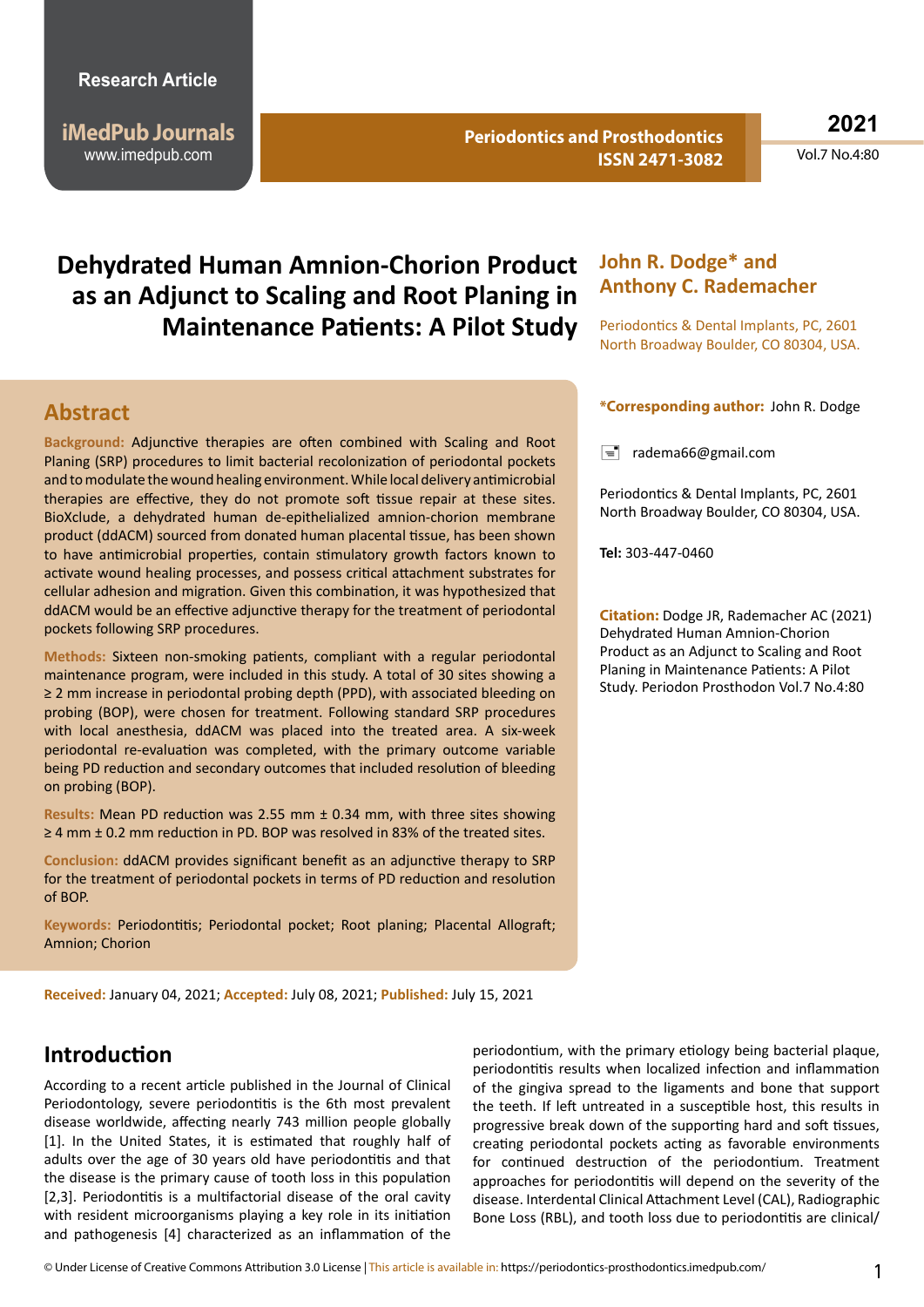Research Article

# Dehydrated Human Amnion-Chorion Product as an Adjunct to Scaling and Root Planing in Maintenance Patients: A Pilot Study

**John R. Dodge* and Anthony C. Rademacher**

Periodontics & Dental Implants, PC, 2601 North Broadway Boulder, CO 80304, USA.

**\*Corresponding author:** John R. Dodge

radema66@gmail.com

Periodontics & Dental Implants, PC, 2601 North Broadway Boulder, CO 80304, USA.

**Tel:** 303-447-0460

**Citation:** Dodge JR, Rademacher AC (2021) Dehydrated Human Amnion-Chorion Product as an Adjunct to Scaling and Root Planing in Maintenance Patients: A Pilot Study. Periodon Prosthodon Vol.7 No.4:80

## Abstract

**Background:** Adjunctive therapies are often combined with Scaling and Root Planing (SRP) procedures to limit bacterial recolonization of periodontal pockets and to modulate the wound healing environment. While local delivery antimicrobial therapies are effective, they do not promote soft tissue repair at these sites. BioXclude, a dehydrated human de-epithelialized amnion-chorion membrane product (ddACM) sourced from donated human placental tissue, has been shown to have antimicrobial properties, contain stimulatory growth factors known to activate wound healing processes, and possess critical attachment substrates for cellular adhesion and migration. Given this combination, it was hypothesized that ddACM would be an effective adjunctive therapy for the treatment of periodontal pockets following SRP procedures.

**Methods:** Sixteen non-smoking patients, compliant with a regular periodontal maintenance program, were included in this study. A total of 30 sites showing a ≥ 2 mm increase in periodontal probing depth (PPD), with associated bleeding on probing (BOP), were chosen for treatment. Following standard SRP procedures with local anesthesia, ddACM was placed into the treated area. A six-week periodontal re-evaluation was completed, with the primary outcome variable being PD reduction and secondary outcomes that included resolution of bleeding on probing (BOP).

**Results:** Mean PD reduction was 2.55 mm ± 0.34 mm, with three sites showing ≥ 4 mm ± 0.2 mm reduction in PD. BOP was resolved in 83% of the treated sites.

**Conclusion:** ddACM provides significant benefit as an adjunctive therapy to SRP for the treatment of periodontal pockets in terms of PD reduction and resolution of BOP.

**Keywords:** Periodontitis; Periodontal pocket; Root planing; Placental Allograft; Amnion; Chorion

**Received:** January 04, 2021; **Accepted:** July 08, 2021; **Published:** July 15, 2021

## Introduction

According to a recent article published in the Journal of Clinical Periodontology, severe periodontitis is the 6th most prevalent disease worldwide, affecting nearly 743 million people globally [1]. In the United States, it is estimated that roughly half of adults over the age of 30 years old have periodontitis and that the disease is the primary cause of tooth loss in this population [2,3]. Periodontitis is a multifactorial disease of the oral cavity with resident microorganisms playing a key role in its initiation and pathogenesis [4] characterized as an inflammation of the periodontium, with the primary etiology being bacterial plaque, periodontitis results when localized infection and inflammation of the gingiva spread to the ligaments and bone that support the teeth. If left untreated in a susceptible host, this results in progressive break down of the supporting hard and soft tissues, creating periodontal pockets acting as favorable environments for continued destruction of the periodontium. Treatment approaches for periodontitis will depend on the severity of the disease. Interdental Clinical Attachment Level (CAL), Radiographic Bone Loss (RBL), and tooth loss due to periodontitis are clinical/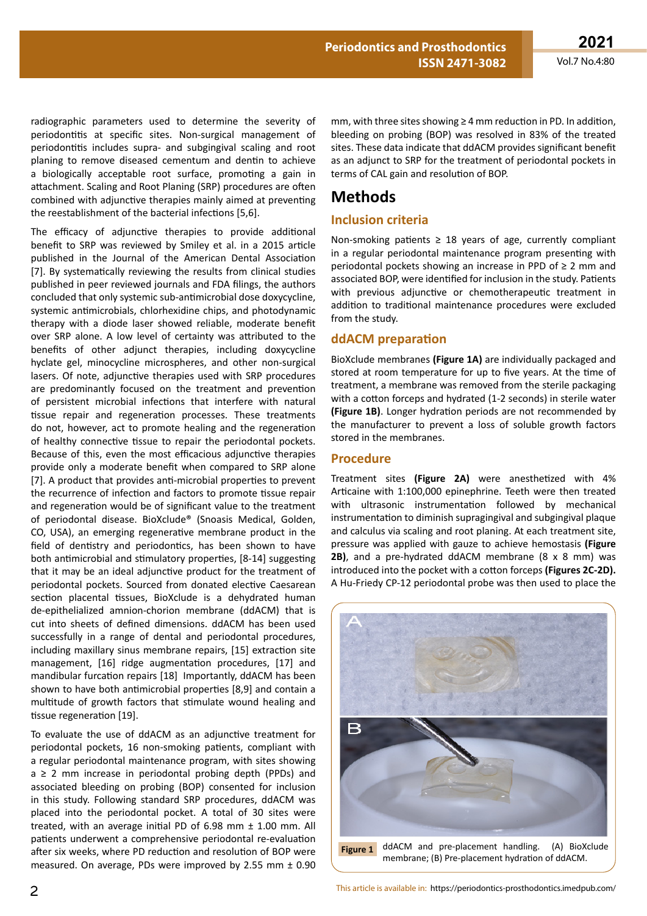radiographic parameters used to determine the severity of periodontitis at specific sites. Non-surgical management of periodontitis includes supra- and subgingival scaling and root planing to remove diseased cementum and dentin to achieve a biologically acceptable root surface, promoting a gain in attachment. Scaling and Root Planing (SRP) procedures are often combined with adjunctive therapies mainly aimed at preventing the reestablishment of the bacterial infections [5,6].

The efficacy of adjunctive therapies to provide additional benefit to SRP was reviewed by Smiley et al. in a 2015 article published in the Journal of the American Dental Association [7]. By systematically reviewing the results from clinical studies published in peer reviewed journals and FDA filings, the authors concluded that only systemic sub-antimicrobial dose doxycycline, systemic antimicrobials, chlorhexidine chips, and photodynamic therapy with a diode laser showed reliable, moderate benefit over SRP alone. A low level of certainty was attributed to the benefits of other adjunct therapies, including doxycycline hyclate gel, minocycline microspheres, and other non-surgical lasers. Of note, adjunctive therapies used with SRP procedures are predominantly focused on the treatment and prevention of persistent microbial infections that interfere with natural tissue repair and regeneration processes. These treatments do not, however, act to promote healing and the regeneration of healthy connective tissue to repair the periodontal pockets. Because of this, even the most efficacious adjunctive therapies provide only a moderate benefit when compared to SRP alone [7]. A product that provides anti-microbial properties to prevent the recurrence of infection and factors to promote tissue repair and regeneration would be of significant value to the treatment of periodontal disease. BioXclude® (Snoasis Medical, Golden, CO, USA), an emerging regenerative membrane product in the field of dentistry and periodontics, has been shown to have both antimicrobial and stimulatory properties, [8-14] suggesting that it may be an ideal adjunctive product for the treatment of periodontal pockets. Sourced from donated elective Caesarean section placental tissues, BioXclude is a dehydrated human de-epithelialized amnion-chorion membrane (ddACM) that is cut into sheets of defined dimensions. ddACM has been used successfully in a range of dental and periodontal procedures, including maxillary sinus membrane repairs, [15] extraction site management, [16] ridge augmentation procedures, [17] and mandibular furcation repairs [18] Importantly, ddACM has been shown to have both antimicrobial properties [8,9] and contain a multitude of growth factors that stimulate wound healing and tissue regeneration [19].

To evaluate the use of ddACM as an adjunctive treatment for periodontal pockets, 16 non-smoking patients, compliant with a regular periodontal maintenance program, with sites showing a ≥ 2 mm increase in periodontal probing depth (PPDs) and associated bleeding on probing (BOP) consented for inclusion in this study. Following standard SRP procedures, ddACM was placed into the periodontal pocket. A total of 30 sites were treated, with an average initial PD of 6.98 mm ± 1.00 mm. All patients underwent a comprehensive periodontal re-evaluation after six weeks, where PD reduction and resolution of BOP were measured. On average, PDs were improved by 2.55 mm ± 0.90 mm, with three sites showing ≥ 4 mm reduction in PD. In addition, bleeding on probing (BOP) was resolved in 83% of the treated sites. These data indicate that ddACM provides significant benefit as an adjunct to SRP for the treatment of periodontal pockets in terms of CAL gain and resolution of BOP.

# Methods

## Inclusion criteria

Non-smoking patients ≥ 18 years of age, currently compliant in a regular periodontal maintenance program presenting with periodontal pockets showing an increase in PPD of ≥ 2 mm and associated BOP, were identified for inclusion in the study. Patients with previous adjunctive or chemotherapeutic treatment in addition to traditional maintenance procedures were excluded from the study.

## ddACM preparation

BioXclude membranes **(Figure 1A)** are individually packaged and stored at room temperature for up to five years. At the time of treatment, a membrane was removed from the sterile packaging with a cotton forceps and hydrated (1-2 seconds) in sterile water **(Figure 1B)**. Longer hydration periods are not recommended by the manufacturer to prevent a loss of soluble growth factors stored in the membranes.

## Procedure

Treatment sites **(Figure 2A)** were anesthetized with 4% Articaine with 1:100,000 epinephrine. Teeth were then treated with ultrasonic instrumentation followed by mechanical instrumentation to diminish supragingival and subgingival plaque and calculus via scaling and root planing. At each treatment site, pressure was applied with gauze to achieve hemostasis **(Figure 2B)**, and a pre-hydrated ddACM membrane (8 x 8 mm) was introduced into the pocket with a cotton forceps **(Figures 2C-2D).** A Hu-Friedy CP-12 periodontal probe was then used to place the

**Figure 1** ddACM and pre-placement handling. (A) BioXclude membrane; (B) Pre-placement hydration of ddACM.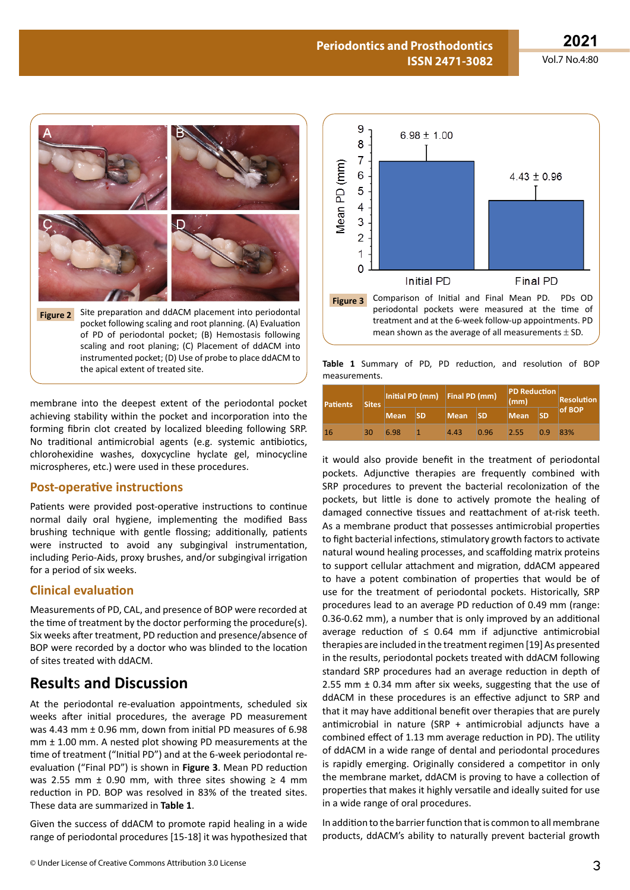Figure 2 Site preparation and ddACM placement into periodontal pocket following scaling and root planning. (A) Evaluation of PD of periodontal pocket; (B) Hemostasis following scaling and root planing; (C) Placement of ddACM into instrumented pocket; (D) Use of probe to place ddACM to the apical extent of treated site.

membrane into the deepest extent of the periodontal pocket achieving stability within the pocket and incorporation into the forming fibrin clot created by localized bleeding following SRP. No traditional antimicrobial agents (e.g. systemic antibiotics, chlorohexidine washes, doxycycline hyclate gel, minocycline microspheres, etc.) were used in these procedures.

### Post-operative instructions

Patients were provided post-operative instructions to continue normal daily oral hygiene, implementing the modified Bass brushing technique with gentle flossing; additionally, patients were instructed to avoid any subgingival instrumentation, including Perio-Aids, proxy brushes, and/or subgingival irrigation for a period of six weeks.

### Clinical evaluation

Measurements of PD, CAL, and presence of BOP were recorded at the time of treatment by the doctor performing the procedure(s). Six weeks after treatment, PD reduction and presence/absence of BOP were recorded by a doctor who was blinded to the location of sites treated with ddACM.

## Results and Discussion

At the periodontal re-evaluation appointments, scheduled six weeks after initial procedures, the average PD measurement was 4.43 mm ± 0.96 mm, down from initial PD measures of 6.98 mm ± 1.00 mm. A nested plot showing PD measurements at the time of treatment ("Initial PD") and at the 6-week periodontal re-evaluation ("Final PD") is shown in **Figure 3**. Mean PD reduction was 2.55 mm ± 0.90 mm, with three sites showing ≥ 4 mm reduction in PD. BOP was resolved in 83% of the treated sites. These data are summarized in **Table 1**.

Given the success of ddACM to promote rapid healing in a wide range of periodontal procedures [15-18] it was hypothesized that it would also provide benefit in the treatment of periodontal pockets. Adjunctive therapies are frequently combined with SRP procedures to prevent the bacterial recolonization of the pockets, but little is done to actively promote the healing of damaged connective tissues and reattachment of at-risk teeth. As a membrane product that possesses antimicrobial properties to fight bacterial infections, stimulatory growth factors to activate natural wound healing processes, and scaffolding matrix proteins to support cellular attachment and migration, ddACM appeared to have a potent combination of properties that would be of use for the treatment of periodontal pockets. Historically, SRP procedures lead to an average PD reduction of 0.49 mm (range: 0.36-0.62 mm), a number that is only improved by an additional average reduction of ≤ 0.64 mm if adjunctive antimicrobial therapies are included in the treatment regimen [19] As presented in the results, periodontal pockets treated with ddACM following standard SRP procedures had an average reduction in depth of 2.55 mm ± 0.34 mm after six weeks, suggesting that the use of ddACM in these procedures is an effective adjunct to SRP and that it may have additional benefit over therapies that are purely antimicrobial in nature (SRP + antimicrobial adjuncts have a combined effect of 1.13 mm average reduction in PD). The utility of ddACM in a wide range of dental and periodontal procedures is rapidly emerging. Originally considered a competitor in only the membrane market, ddACM is proving to have a collection of properties that makes it highly versatile and ideally suited for use in a wide range of oral procedures.

In addition to the barrier function that is common to all membrane products, ddACM's ability to naturally prevent bacterial growth

Figure 3 Comparison of Initial and Final Mean PD. PDs OD periodontal pockets were measured at the time of treatment and at the 6-week follow-up appointments. PD mean shown as the average of all measurements ± SD.

**Table 1** Summary of PD, PD reduction, and resolution of BOP measurements.

| Patients | Sites | Initial PD (mm) | | Final PD (mm) | | PD Reduction (mm) | | Resolution of BOP |
|---|---|---|---|---|---|---|---|---|
| | | Mean | SD | Mean | SD | Mean | SD | |
| 16 | 30 | 6.98 | 1 | 4.43 | 0.96 | 2.55 | 0.9 | 83% |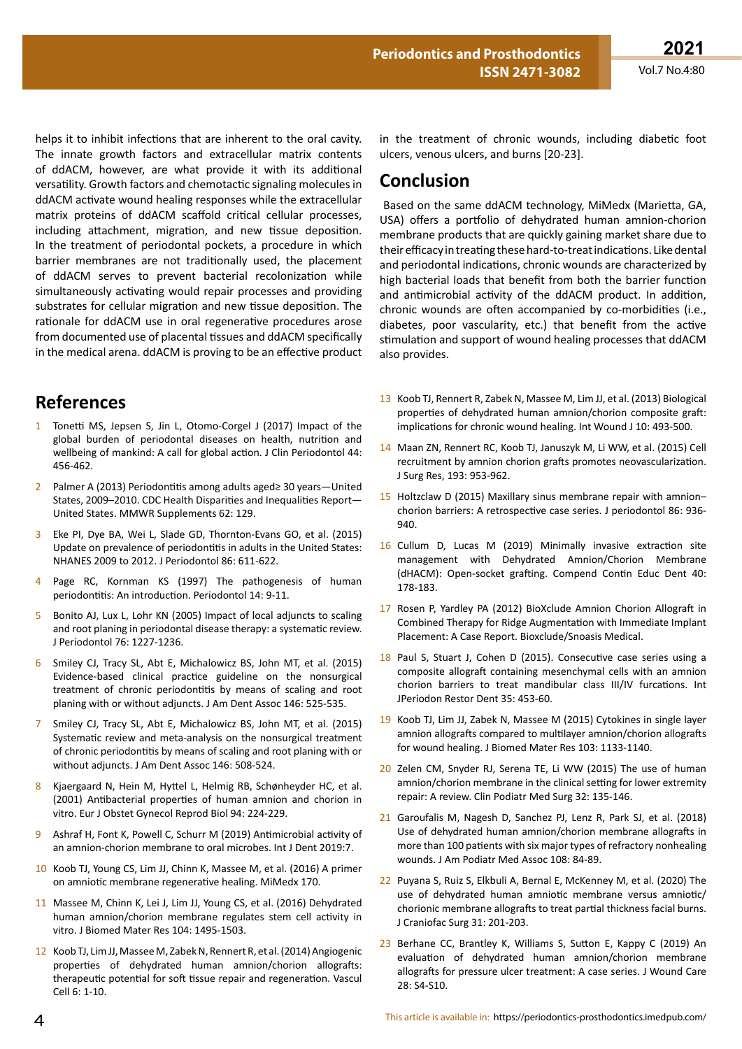helps it to inhibit infections that are inherent to the oral cavity. The innate growth factors and extracellular matrix contents of ddACM, however, are what provide it with its additional versatility. Growth factors and chemotactic signaling molecules in ddACM activate wound healing responses while the extracellular matrix proteins of ddACM scaffold critical cellular processes, including attachment, migration, and new tissue deposition. In the treatment of periodontal pockets, a procedure in which barrier membranes are not traditionally used, the placement of ddACM serves to prevent bacterial recolonization while simultaneously activating would repair processes and providing substrates for cellular migration and new tissue deposition. The rationale for ddACM use in oral regenerative procedures arose from documented use of placental tissues and ddACM specifically in the medical arena. ddACM is proving to be an effective product in the treatment of chronic wounds, including diabetic foot ulcers, venous ulcers, and burns [20-23].

## Conclusion

Based on the same ddACM technology, MiMedx (Marietta, GA, USA) offers a portfolio of dehydrated human amnion-chorion membrane products that are quickly gaining market share due to their efficacy in treating these hard-to-treat indications. Like dental and periodontal indications, chronic wounds are characterized by high bacterial loads that benefit from both the barrier function and antimicrobial activity of the ddACM product. In addition, chronic wounds are often accompanied by co-morbidities (i.e., diabetes, poor vascularity, etc.) that benefit from the active stimulation and support of wound healing processes that ddACM also provides.

## References

1. Tonetti MS, Jepsen S, Jin L, Otomo-Corgel J (2017) Impact of the global burden of periodontal diseases on health, nutrition and wellbeing of mankind: A call for global action. J Clin Periodontol 44: 456-462.
2. Palmer A (2013) Periodontitis among adults aged≥ 30 years—United States, 2009–2010. CDC Health Disparities and Inequalities Report—United States. MMWR Supplements 62: 129.
3. Eke PI, Dye BA, Wei L, Slade GD, Thornton-Evans GO, et al. (2015) Update on prevalence of periodontitis in adults in the United States: NHANES 2009 to 2012. J Periodontol 86: 611-622.
4. Page RC, Kornman KS (1997) The pathogenesis of human periodontitis: An introduction. Periodontol 14: 9-11.
5. Bonito AJ, Lux L, Lohr KN (2005) Impact of local adjuncts to scaling and root planing in periodontal disease therapy: a systematic review. J Periodontol 76: 1227-1236.
6. Smiley CJ, Tracy SL, Abt E, Michalowicz BS, John MT, et al. (2015) Evidence-based clinical practice guideline on the nonsurgical treatment of chronic periodontitis by means of scaling and root planing with or without adjuncts. J Am Dent Assoc 146: 525-535.
7. Smiley CJ, Tracy SL, Abt E, Michalowicz BS, John MT, et al. (2015) Systematic review and meta-analysis on the nonsurgical treatment of chronic periodontitis by means of scaling and root planing with or without adjuncts. J Am Dent Assoc 146: 508-524.
8. Kjaergaard N, Hein M, Hyttel L, Helmig RB, Schønheyder HC, et al. (2001) Antibacterial properties of human amnion and chorion in vitro. Eur J Obstet Gynecol Reprod Biol 94: 224-229.
9. Ashraf H, Font K, Powell C, Schurr M (2019) Antimicrobial activity of an amnion-chorion membrane to oral microbes. Int J Dent 2019:7.
10. Koob TJ, Young CS, Lim JJ, Chinn K, Massee M, et al. (2016) A primer on amniotic membrane regenerative healing. MiMedx 170.
11. Massee M, Chinn K, Lei J, Lim JJ, Young CS, et al. (2016) Dehydrated human amnion/chorion membrane regulates stem cell activity in vitro. J Biomed Mater Res 104: 1495-1503.
12. Koob TJ, Lim JJ, Massee M, Zabek N, Rennert R, et al. (2014) Angiogenic properties of dehydrated human amnion/chorion allografts: therapeutic potential for soft tissue repair and regeneration. Vascul Cell 6: 1-10.
13. Koob TJ, Rennert R, Zabek N, Massee M, Lim JJ, et al. (2013) Biological properties of dehydrated human amnion/chorion composite graft: implications for chronic wound healing. Int Wound J 10: 493-500.
14. Maan ZN, Rennert RC, Koob TJ, Januszyk M, Li WW, et al. (2015) Cell recruitment by amnion chorion grafts promotes neovascularization. J Surg Res, 193: 953-962.
15. Holtzclaw D (2015) Maxillary sinus membrane repair with amnion–chorion barriers: A retrospective case series. J periodontol 86: 936-940.
16. Cullum D, Lucas M (2019) Minimally invasive extraction site management with Dehydrated Amnion/Chorion Membrane (dHACM): Open-socket grafting. Compend Contin Educ Dent 40: 178-183.
17. Rosen P, Yardley PA (2012) BioXclude Amnion Chorion Allograft in Combined Therapy for Ridge Augmentation with Immediate Implant Placement: A Case Report. Bioxclude/Snoasis Medical.
18. Paul S, Stuart J, Cohen D (2015). Consecutive case series using a composite allograft containing mesenchymal cells with an amnion chorion barriers to treat mandibular class III/IV furcations. Int JPeriodon Restor Dent 35: 453-60.
19. Koob TJ, Lim JJ, Zabek N, Massee M (2015) Cytokines in single layer amnion allografts compared to multilayer amnion/chorion allografts for wound healing. J Biomed Mater Res 103: 1133-1140.
20. Zelen CM, Snyder RJ, Serena TE, Li WW (2015) The use of human amnion/chorion membrane in the clinical setting for lower extremity repair: A review. Clin Podiatr Med Surg 32: 135-146.
21. Garoufalis M, Nagesh D, Sanchez PJ, Lenz R, Park SJ, et al. (2018) Use of dehydrated human amnion/chorion membrane allografts in more than 100 patients with six major types of refractory nonhealing wounds. J Am Podiatr Med Assoc 108: 84-89.
22. Puyana S, Ruiz S, Elkbuli A, Bernal E, McKenney M, et al. (2020) The use of dehydrated human amniotic membrane versus amniotic/chorionic membrane allografts to treat partial thickness facial burns. J Craniofac Surg 31: 201-203.
23. Berhane CC, Brantley K, Williams S, Sutton E, Kappy C (2019) An evaluation of dehydrated human amnion/chorion membrane allografts for pressure ulcer treatment: A case series. J Wound Care 28: S4-S10.